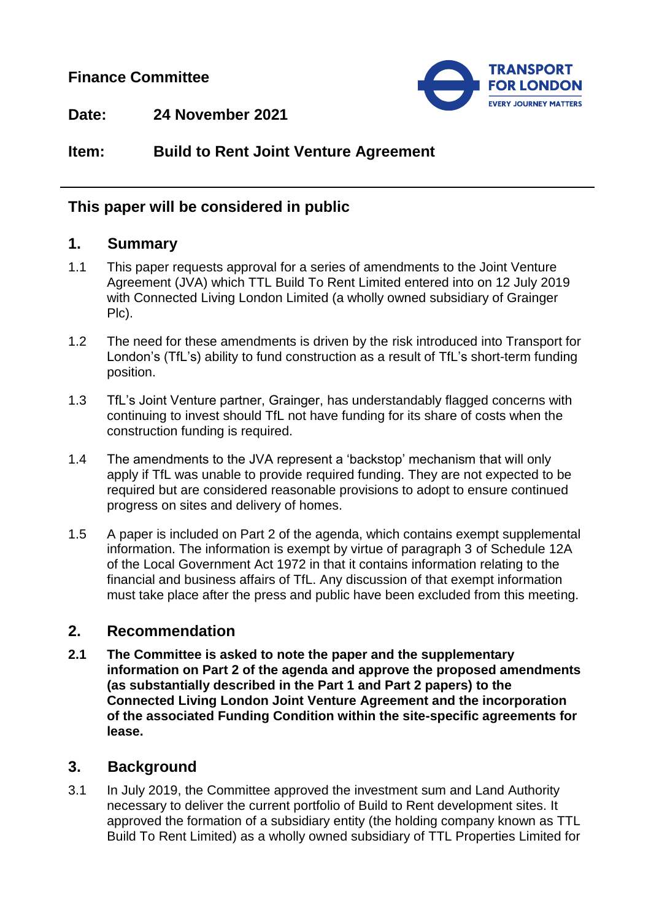**Finance Committee**

**Date:** 24 November 2021

**Item:** Build to Rent Joint Venture Agreement

---

## This paper will be considered in public

## 1. Summary

1.1 This paper requests approval for a series of amendments to the Joint Venture Agreement (JVA) which TTL Build To Rent Limited entered into on 12 July 2019 with Connected Living London Limited (a wholly owned subsidiary of Grainger Plc).

1.2 The need for these amendments is driven by the risk introduced into Transport for London's (TfL's) ability to fund construction as a result of TfL's short-term funding position.

1.3 TfL's Joint Venture partner, Grainger, has understandably flagged concerns with continuing to invest should TfL not have funding for its share of costs when the construction funding is required.

1.4 The amendments to the JVA represent a 'backstop' mechanism that will only apply if TfL was unable to provide required funding. They are not expected to be required but are considered reasonable provisions to adopt to ensure continued progress on sites and delivery of homes.

1.5 A paper is included on Part 2 of the agenda, which contains exempt supplemental information. The information is exempt by virtue of paragraph 3 of Schedule 12A of the Local Government Act 1972 in that it contains information relating to the financial and business affairs of TfL. Any discussion of that exempt information must take place after the press and public have been excluded from this meeting.

## 2. Recommendation

**2.1 The Committee is asked to note the paper and the supplementary information on Part 2 of the agenda and approve the proposed amendments (as substantially described in the Part 1 and Part 2 papers) to the Connected Living London Joint Venture Agreement and the incorporation of the associated Funding Condition within the site-specific agreements for lease.**

## 3. Background

3.1 In July 2019, the Committee approved the investment sum and Land Authority necessary to deliver the current portfolio of Build to Rent development sites. It approved the formation of a subsidiary entity (the holding company known as TTL Build To Rent Limited) as a wholly owned subsidiary of TTL Properties Limited for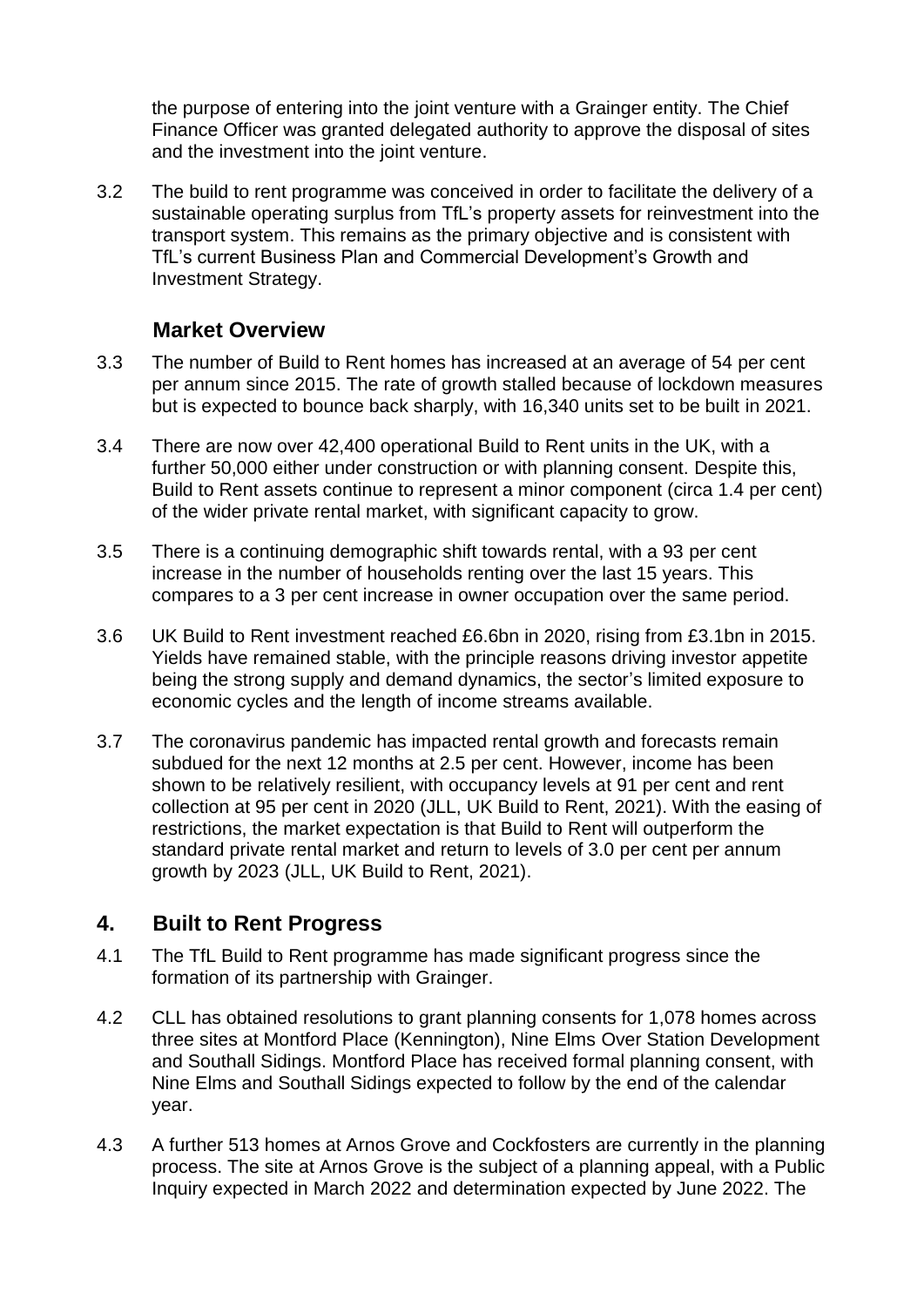the purpose of entering into the joint venture with a Grainger entity. The Chief Finance Officer was granted delegated authority to approve the disposal of sites and the investment into the joint venture.

3.2 The build to rent programme was conceived in order to facilitate the delivery of a sustainable operating surplus from TfL's property assets for reinvestment into the transport system. This remains as the primary objective and is consistent with TfL's current Business Plan and Commercial Development's Growth and Investment Strategy.

### Market Overview

3.3 The number of Build to Rent homes has increased at an average of 54 per cent per annum since 2015. The rate of growth stalled because of lockdown measures but is expected to bounce back sharply, with 16,340 units set to be built in 2021.

3.4 There are now over 42,400 operational Build to Rent units in the UK, with a further 50,000 either under construction or with planning consent. Despite this, Build to Rent assets continue to represent a minor component (circa 1.4 per cent) of the wider private rental market, with significant capacity to grow.

3.5 There is a continuing demographic shift towards rental, with a 93 per cent increase in the number of households renting over the last 15 years. This compares to a 3 per cent increase in owner occupation over the same period.

3.6 UK Build to Rent investment reached £6.6bn in 2020, rising from £3.1bn in 2015. Yields have remained stable, with the principle reasons driving investor appetite being the strong supply and demand dynamics, the sector's limited exposure to economic cycles and the length of income streams available.

3.7 The coronavirus pandemic has impacted rental growth and forecasts remain subdued for the next 12 months at 2.5 per cent. However, income has been shown to be relatively resilient, with occupancy levels at 91 per cent and rent collection at 95 per cent in 2020 (JLL, UK Build to Rent, 2021). With the easing of restrictions, the market expectation is that Build to Rent will outperform the standard private rental market and return to levels of 3.0 per cent per annum growth by 2023 (JLL, UK Build to Rent, 2021).

## 4. Built to Rent Progress

4.1 The TfL Build to Rent programme has made significant progress since the formation of its partnership with Grainger.

4.2 CLL has obtained resolutions to grant planning consents for 1,078 homes across three sites at Montford Place (Kennington), Nine Elms Over Station Development and Southall Sidings. Montford Place has received formal planning consent, with Nine Elms and Southall Sidings expected to follow by the end of the calendar year.

4.3 A further 513 homes at Arnos Grove and Cockfosters are currently in the planning process. The site at Arnos Grove is the subject of a planning appeal, with a Public Inquiry expected in March 2022 and determination expected by June 2022. The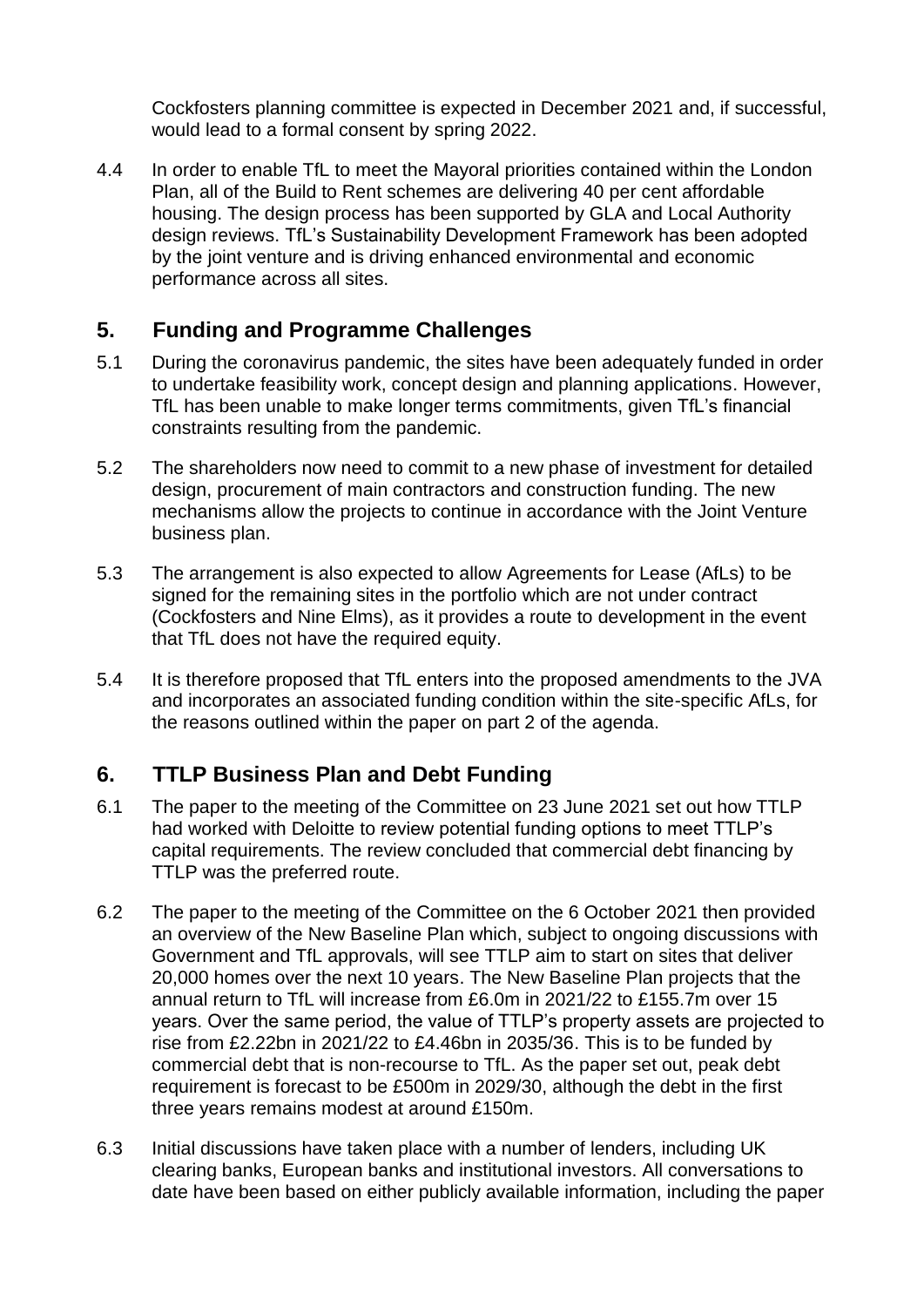Cockfosters planning committee is expected in December 2021 and, if successful, would lead to a formal consent by spring 2022.

4.4 In order to enable TfL to meet the Mayoral priorities contained within the London Plan, all of the Build to Rent schemes are delivering 40 per cent affordable housing. The design process has been supported by GLA and Local Authority design reviews. TfL's Sustainability Development Framework has been adopted by the joint venture and is driving enhanced environmental and economic performance across all sites.

## 5. Funding and Programme Challenges

5.1 During the coronavirus pandemic, the sites have been adequately funded in order to undertake feasibility work, concept design and planning applications. However, TfL has been unable to make longer terms commitments, given TfL's financial constraints resulting from the pandemic.

5.2 The shareholders now need to commit to a new phase of investment for detailed design, procurement of main contractors and construction funding. The new mechanisms allow the projects to continue in accordance with the Joint Venture business plan.

5.3 The arrangement is also expected to allow Agreements for Lease (AfLs) to be signed for the remaining sites in the portfolio which are not under contract (Cockfosters and Nine Elms), as it provides a route to development in the event that TfL does not have the required equity.

5.4 It is therefore proposed that TfL enters into the proposed amendments to the JVA and incorporates an associated funding condition within the site-specific AfLs, for the reasons outlined within the paper on part 2 of the agenda.

## 6. TTLP Business Plan and Debt Funding

6.1 The paper to the meeting of the Committee on 23 June 2021 set out how TTLP had worked with Deloitte to review potential funding options to meet TTLP's capital requirements. The review concluded that commercial debt financing by TTLP was the preferred route.

6.2 The paper to the meeting of the Committee on the 6 October 2021 then provided an overview of the New Baseline Plan which, subject to ongoing discussions with Government and TfL approvals, will see TTLP aim to start on sites that deliver 20,000 homes over the next 10 years. The New Baseline Plan projects that the annual return to TfL will increase from £6.0m in 2021/22 to £155.7m over 15 years. Over the same period, the value of TTLP's property assets are projected to rise from £2.22bn in 2021/22 to £4.46bn in 2035/36. This is to be funded by commercial debt that is non-recourse to TfL. As the paper set out, peak debt requirement is forecast to be £500m in 2029/30, although the debt in the first three years remains modest at around £150m.

6.3 Initial discussions have taken place with a number of lenders, including UK clearing banks, European banks and institutional investors. All conversations to date have been based on either publicly available information, including the paper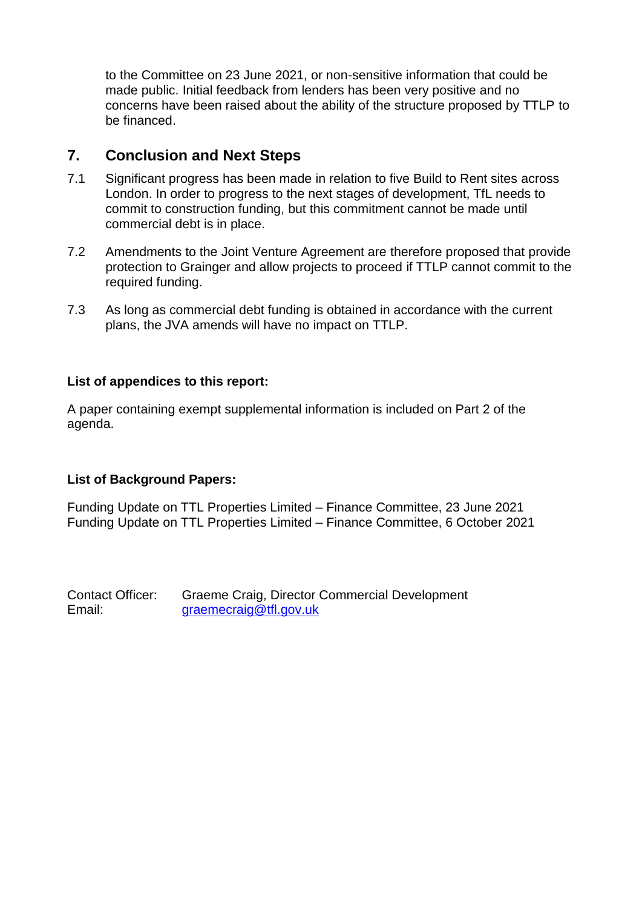to the Committee on 23 June 2021, or non-sensitive information that could be made public. Initial feedback from lenders has been very positive and no concerns have been raised about the ability of the structure proposed by TTLP to be financed.

## 7. Conclusion and Next Steps

7.1 Significant progress has been made in relation to five Build to Rent sites across London. In order to progress to the next stages of development, TfL needs to commit to construction funding, but this commitment cannot be made until commercial debt is in place.

7.2 Amendments to the Joint Venture Agreement are therefore proposed that provide protection to Grainger and allow projects to proceed if TTLP cannot commit to the required funding.

7.3 As long as commercial debt funding is obtained in accordance with the current plans, the JVA amends will have no impact on TTLP.

**List of appendices to this report:**

A paper containing exempt supplemental information is included on Part 2 of the agenda.

**List of Background Papers:**

Funding Update on TTL Properties Limited – Finance Committee, 23 June 2021
Funding Update on TTL Properties Limited – Finance Committee, 6 October 2021

Contact Officer: Graeme Craig, Director Commercial Development
Email: graemecraig@tfl.gov.uk